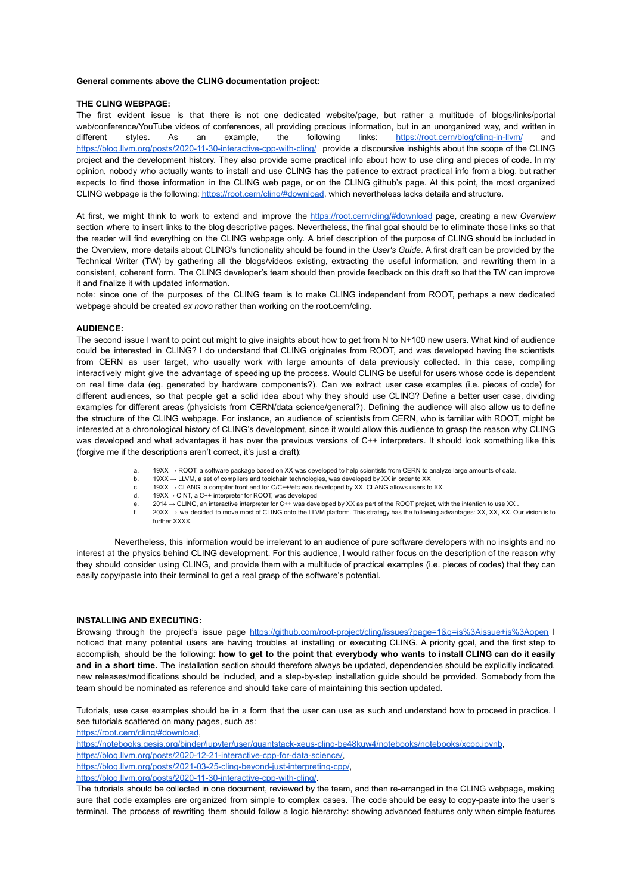**General comments above the CLING documentation project:**

**THE CLING WEBPAGE:**

The first evident issue is that there is not one dedicated website/page, but rather a multitude of blogs/links/portal web/conference/YouTube videos of conferences, all providing precious information, but in an unorganized way, and written in different styles. As an example, the following links: [https://root.cern/blog/cling-in-llvm/](https://root.cern/blog/cling-in-llvm/) and [https://blog.llvm.org/posts/2020-11-30-interactive-cpp-with-cling/](https://blog.llvm.org/posts/2020-11-30-interactive-cpp-with-cling/) provide a discoursive insights about the scope of the CLING project and the development history. They also provide some practical info about how to use cling and pieces of code. In my opinion, nobody who actually wants to install and use CLING has the patience to extract practical info from a blog, but rather expects to find those information in the CLING web page, or on the CLING github's page. At this point, the most organized CLING webpage is the following: [https://root.cern/cling/#download](https://root.cern/cling/#download), which nevertheless lacks details and structure.

At first, we might think to work to extend and improve the [https://root.cern/cling/#download](https://root.cern/cling/#download) page, creating a new *Overview* section where to insert links to the blog descriptive pages. Nevertheless, the final goal should be to eliminate those links so that the reader will find everything on the CLING webpage only. A brief description of the purpose of CLING should be included in the Overview, more details about CLING's functionality should be found in the *User's Guide*. A first draft can be provided by the Technical Writer (TW) by gathering all the blogs/videos existing, extracting the useful information, and rewriting them in a consistent, coherent form. The CLING developer's team should then provide feedback on this draft so that the TW can improve it and finalize it with updated information.

note: since one of the purposes of the CLING team is to make CLING independent from ROOT, perhaps a new dedicated webpage should be created *ex novo* rather than working on the root.cern/cling.

**AUDIENCE:**

The second issue I want to point out might to give insights about how to get from N to N+100 new users. What kind of audience could be interested in CLING? I do understand that CLING originates from ROOT, and was developed having the scientists from CERN as user target, who usually work with large amounts of data previously collected. In this case, compiling interactively might give the advantage of speeding up the process. Would CLING be useful for users whose code is dependent on real time data (eg. generated by hardware components?). Can we extract user case examples (i.e. pieces of code) for different audiences, so that people get a solid idea about why they should use CLING? Define a better user case, dividing examples for different areas (physicists from CERN/data science/general?). Defining the audience will also allow us to define the structure of the CLING webpage. For instance, an audience of scientists from CERN, who is familiar with ROOT, might be interested at a chronological history of CLING's development, since it would allow this audience to grasp the reason why CLING was developed and what advantages it has over the previous versions of C++ interpreters. It should look something like this (forgive me if the descriptions aren't correct, it's just a draft):

a. 19XX → ROOT, a software package based on XX was developed to help scientists from CERN to analyze large amounts of data.
b. 19XX → LLVM, a set of compilers and toolchain technologies, was developed by XX in order to XX
c. 19XX → CLANG, a compiler front end for C/C++/etc was developed by XX. CLANG allows users to XX.
d. 19XX→ CINT, a C++ interpreter for ROOT, was developed
e. 2014 → CLING, an interactive interpreter for C++ was developed by XX as part of the ROOT project, with the intention to use XX .
f. 20XX → we decided to move most of CLING onto the LLVM platform. This strategy has the following advantages: XX, XX, XX. Our vision is to further XXXX.

Nevertheless, this information would be irrelevant to an audience of pure software developers with no insights and no interest at the physics behind CLING development. For this audience, I would rather focus on the description of the reason why they should consider using CLING, and provide them with a multitude of practical examples (i.e. pieces of codes) that they can easily copy/paste into their terminal to get a real grasp of the software's potential.

**INSTALLING AND EXECUTING:**

Browsing through the project's issue page [https://github.com/root-project/cling/issues?page=1&q=is%3Aissue+is%3Aopen](https://github.com/root-project/cling/issues?page=1&q=is%3Aissue+is%3Aopen) I noticed that many potential users are having troubles at installing or executing CLING. A priority goal, and the first step to accomplish, should be the following: **how to get to the point that everybody who wants to install CLING can do it easily and in a short time.** The installation section should therefore always be updated, dependencies should be explicitly indicated, new releases/modifications should be included, and a step-by-step installation guide should be provided. Somebody from the team should be nominated as reference and should take care of maintaining this section updated.

Tutorials, use case examples should be in a form that the user can use as such and understand how to proceed in practice. I see tutorials scattered on many pages, such as:
[https://root.cern/cling/#download](https://root.cern/cling/#download),
[https://notebooks.gesis.org/binder/jupyter/user/quantstack-xeus-cling-be48kuw4/notebooks/notebooks/xcpp.ipynb](https://notebooks.gesis.org/binder/jupyter/user/quantstack-xeus-cling-be48kuw4/notebooks/notebooks/xcpp.ipynb),
[https://blog.llvm.org/posts/2020-12-21-interactive-cpp-for-data-science/](https://blog.llvm.org/posts/2020-12-21-interactive-cpp-for-data-science/),
[https://blog.llvm.org/posts/2021-03-25-cling-beyond-just-interpreting-cpp/](https://blog.llvm.org/posts/2021-03-25-cling-beyond-just-interpreting-cpp/),
[https://blog.llvm.org/posts/2020-11-30-interactive-cpp-with-cling/](https://blog.llvm.org/posts/2020-11-30-interactive-cpp-with-cling/).

The tutorials should be collected in one document, reviewed by the team, and then re-arranged in the CLING webpage, making sure that code examples are organized from simple to complex cases. The code should be easy to copy-paste into the user's terminal. The process of rewriting them should follow a logic hierarchy: showing advanced features only when simple features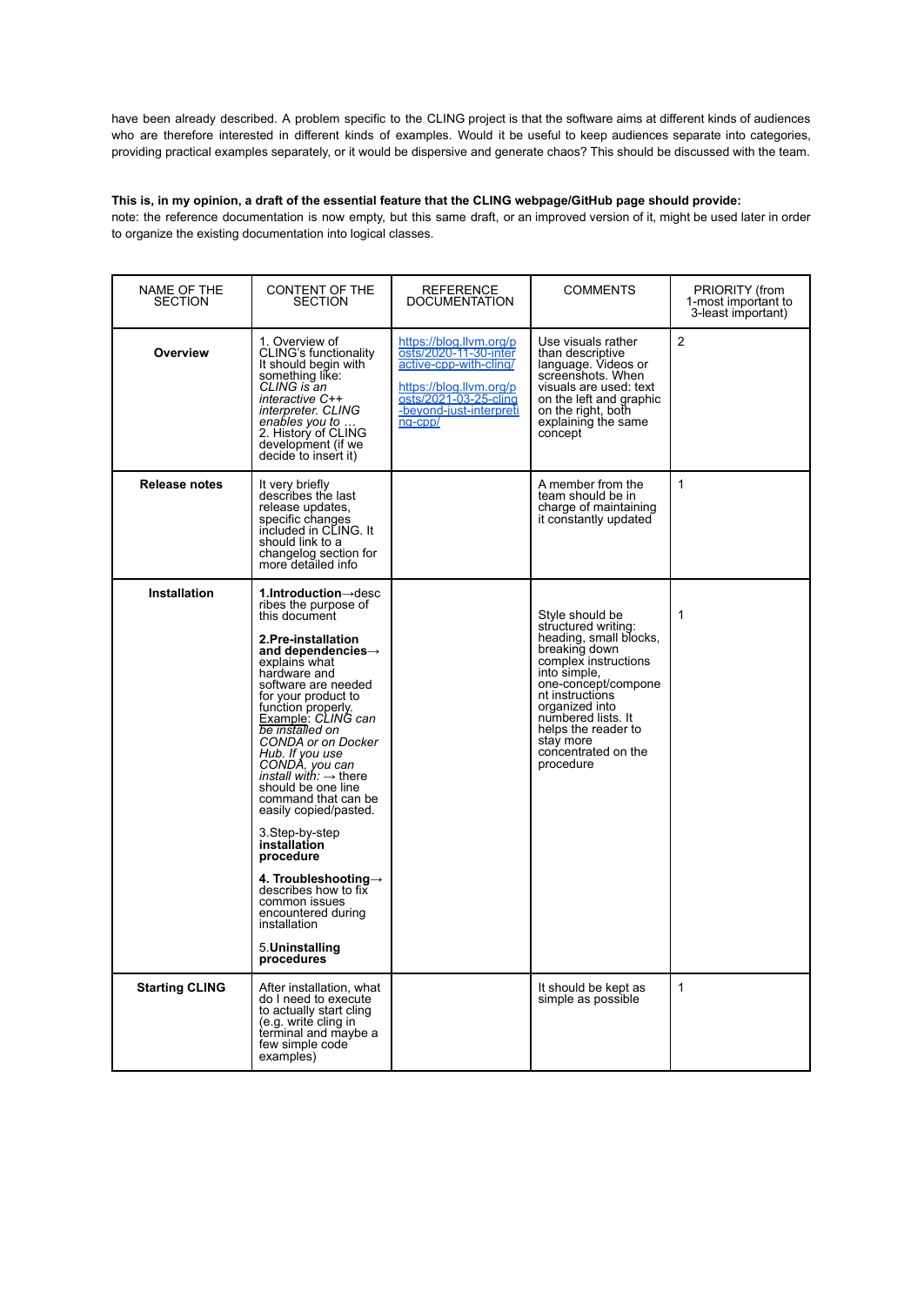have been already described. A problem specific to the CLING project is that the software aims at different kinds of audiences who are therefore interested in different kinds of examples. Would it be useful to keep audiences separate into categories, providing practical examples separately, or it would be dispersive and generate chaos? This should be discussed with the team.

**This is, in my opinion, a draft of the essential feature that the CLING webpage/GitHub page should provide:**
note: the reference documentation is now empty, but this same draft, or an improved version of it, might be used later in order to organize the existing documentation into logical classes.

| NAME OF THE SECTION | CONTENT OF THE SECTION | REFERENCE DOCUMENTATION | COMMENTS | PRIORITY (from 1-most important to 3-least important) |
|---|---|---|---|---|
| **Overview** | 1. Overview of CLING's functionality It should begin with something like: *CLING is an interactive C++ interpreter. CLING enables you to …* 2. History of CLING development (if we decide to insert it) | https://blog.llvm.org/posts/2020-11-30-interactive-cpp-with-cling/ https://blog.llvm.org/posts/2021-03-25-cling-beyond-just-interpreting-cpp/ | Use visuals rather than descriptive language. Videos or screenshots. When visuals are used: text on the left and graphic on the right, both explaining the same concept | 2 |
| **Release notes** | It very briefly describes the last release updates, specific changes included in CLING. It should link to a changelog section for more detailed info | | A member from the team should be in charge of maintaining it constantly updated | 1 |
| **Installation** | **1.Introduction**→describes the purpose of this document<br><br>**2.Pre-installation and dependencies**→ explains what hardware and software are needed for your product to function properly. <u>Example</u>: *CLING can be installed on CONDA or on Docker Hub. If you use CONDA, you can install with:* → there should be one line command that can be easily copied/pasted.<br><br>3.Step-by-step **installation procedure**<br><br>**4. Troubleshooting**→ describes how to fix common issues encountered during installation<br><br>5.**Uninstalling procedures** | | Style should be structured writing: heading, small blocks, breaking down complex instructions into simple, one-concept/component instructions organized into numbered lists. It helps the reader to stay more concentrated on the procedure | 1 |
| **Starting CLING** | After installation, what do I need to execute to actually start cling (e.g. write cling in terminal and maybe a few simple code examples) | | It should be kept as simple as possible | 1 |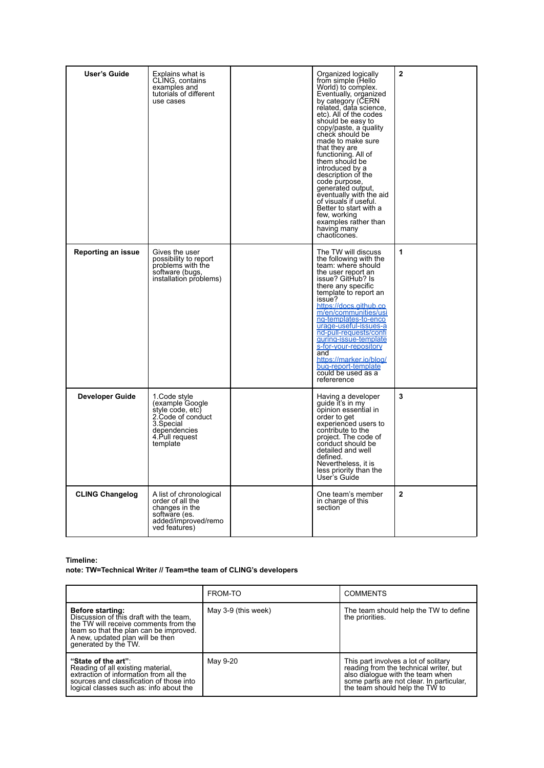| | | | | |
|---|---|---|---|---|
| **User's Guide** | Explains what is CLING, contains examples and tutorials of different use cases | | Organized logically from simple (Hello World) to complex. Eventually, organized by category (CERN related, data science, etc). All of the codes should be easy to copy/paste, a quality check should be made to make sure that they are functioning. All of them should be introduced by a description of the code purpose, generated output, eventually with the aid of visuals if useful. Better to start with a few, working examples rather than having many chaoticones. | **2** |
| **Reporting an issue** | Gives the user possibility to report problems with the software (bugs, installation problems) | | The TW will discuss the following with the team: where should the user report an issue? GitHub? Is there any specific template to report an issue? [https://docs.github.com/en/communities/using-templates-to-encourage-useful-issues-and-pull-requests/configuring-issue-templates-for-your-repository](https://docs.github.com/en/communities/using-templates-to-encourage-useful-issues-and-pull-requests/configuring-issue-templates-for-your-repository) and [https://marker.io/blog/bug-report-template](https://marker.io/blog/bug-report-template) could be used as a refereence | **1** |
| **Developer Guide** | 1.Code style (example Google style code, etc) 2.Code of conduct 3.Special dependencies 4.Pull request template | | Having a developer guide it's in my opinion essential in order to get experienced users to contribute to the project. The code of conduct should be detailed and well defined. Nevertheless, it is less priority than the User's Guide | **3** |
| **CLING Changelog** | A list of chronological order of all the changes in the software (es. added/improved/removed features) | | One team's member in charge of this section | **2** |

**Timeline:**
**note: TW=Technical Writer // Team=the team of CLING's developers**

| | FROM-TO | COMMENTS |
|---|---|---|
| **Before starting:** Discussion of this draft with the team, the TW will receive comments from the team so that the plan can be improved. A new, updated plan will be then generated by the TW. | May 3-9 (this week) | The team should help the TW to define the priorities. |
| **"State of the art"**: Reading of all existing material, extraction of information from all the sources and classification of those into logical classes such as: info about the | May 9-20 | This part involves a lot of solitary reading from the technical writer, but also dialogue with the team when some parts are not clear. In particular, the team should help the TW to |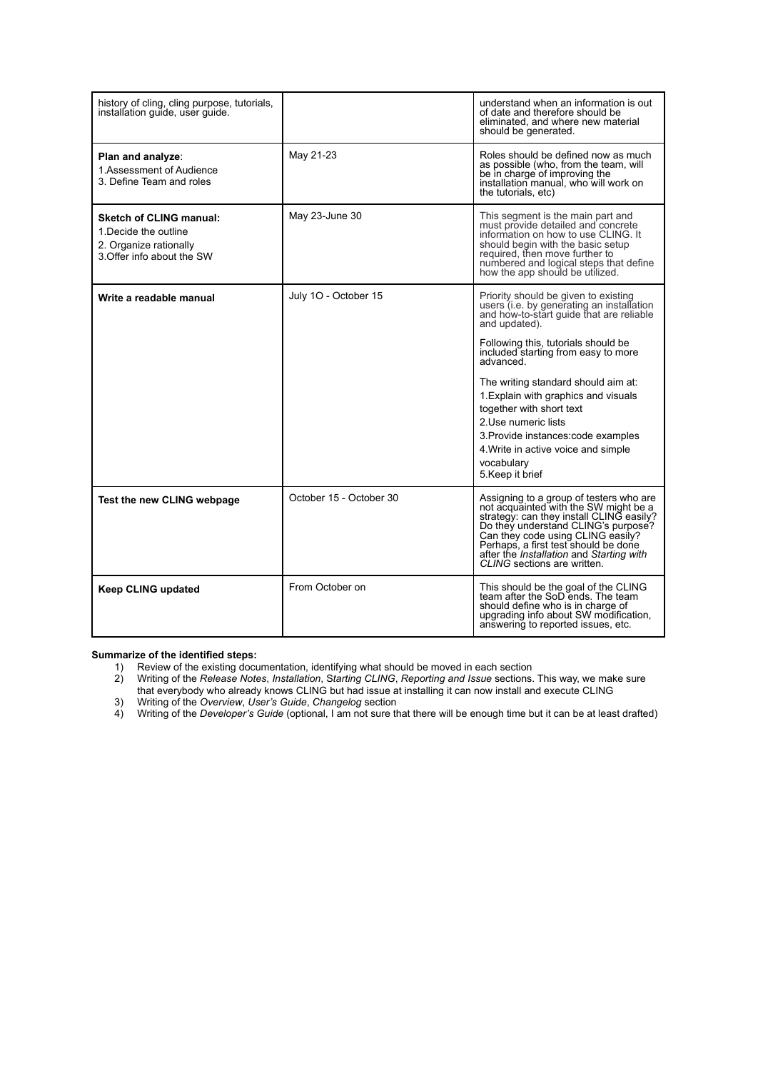| | | |
|---|---|---|
| history of cling, cling purpose, tutorials, installation guide, user guide. | | understand when an information is out of date and therefore should be eliminated, and where new material should be generated. |
| **Plan and analyze**:<br>1.Assessment of Audience<br>3. Define Team and roles | May 21-23 | Roles should be defined now as much as possible (who, from the team, will be in charge of improving the installation manual, who will work on the tutorials, etc) |
| **Sketch of CLING manual:**<br>1.Decide the outline<br>2. Organize rationally<br>3.Offer info about the SW | May 23-June 30 | This segment is the main part and must provide detailed and concrete information on how to use CLING. It should begin with the basic setup required, then move further to numbered and logical steps that define how the app should be utilized. |
| **Write a readable manual** | July 1O - October 15 | Priority should be given to existing users (i.e. by generating an installation and how-to-start guide that are reliable and updated).<br><br>Following this, tutorials should be included starting from easy to more advanced.<br><br>The writing standard should aim at:<br>1.Explain with graphics and visuals together with short text<br>2.Use numeric lists<br>3.Provide instances:code examples<br>4.Write in active voice and simple vocabulary<br>5.Keep it brief |
| **Test the new CLING webpage** | October 15 - October 30 | Assigning to a group of testers who are not acquainted with the SW might be a strategy: can they install CLING easily? Do they understand CLING's purpose? Can they code using CLING easily? Perhaps, a first test should be done after the *Installation* and *Starting with CLING* sections are written. |
| **Keep CLING updated** | From October on | This should be the goal of the CLING team after the SoD ends. The team should define who is in charge of upgrading info about SW modification, answering to reported issues, etc. |

**Summarize of the identified steps:**

1) Review of the existing documentation, identifying what should be moved in each section
2) Writing of the *Release Notes*, *Installation*, *Starting CLING*, *Reporting and Issue* sections. This way, we make sure that everybody who already knows CLING but had issue at installing it can now install and execute CLING
3) Writing of the *Overview*, *User's Guide*, *Changelog* section
4) Writing of the *Developer's Guide* (optional, I am not sure that there will be enough time but it can be at least drafted)